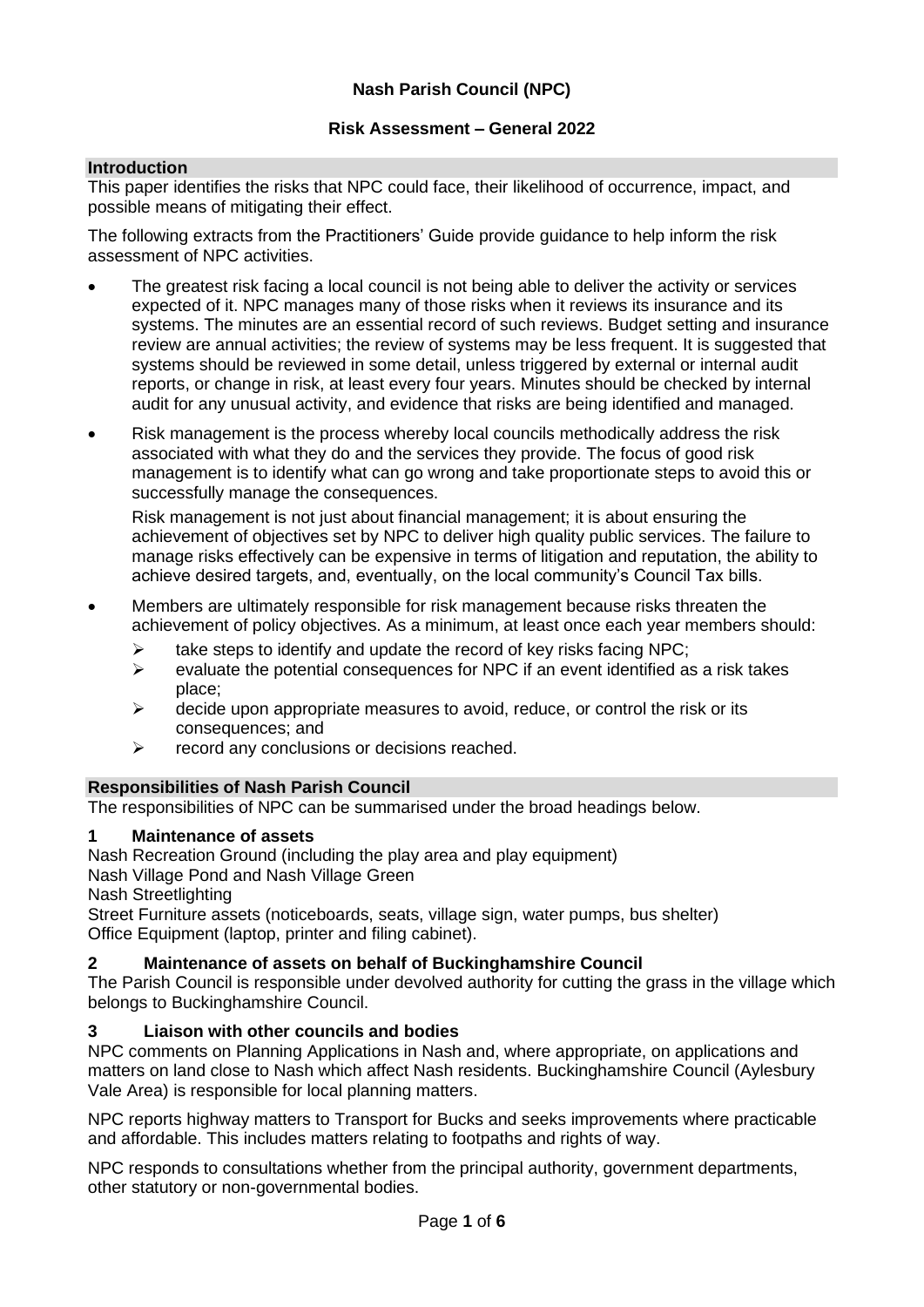# Nash Parish Council (NPC)

## Risk Assessment – General 2022

### Introduction

This paper identifies the risks that NPC could face, their likelihood of occurrence, impact, and possible means of mitigating their effect.

The following extracts from the Practitioners' Guide provide guidance to help inform the risk assessment of NPC activities.

- The greatest risk facing a local council is not being able to deliver the activity or services expected of it. NPC manages many of those risks when it reviews its insurance and its systems. The minutes are an essential record of such reviews. Budget setting and insurance review are annual activities; the review of systems may be less frequent. It is suggested that systems should be reviewed in some detail, unless triggered by external or internal audit reports, or change in risk, at least every four years. Minutes should be checked by internal audit for any unusual activity, and evidence that risks are being identified and managed.
- Risk management is the process whereby local councils methodically address the risk associated with what they do and the services they provide. The focus of good risk management is to identify what can go wrong and take proportionate steps to avoid this or successfully manage the consequences.

  Risk management is not just about financial management; it is about ensuring the achievement of objectives set by NPC to deliver high quality public services. The failure to manage risks effectively can be expensive in terms of litigation and reputation, the ability to achieve desired targets, and, eventually, on the local community's Council Tax bills.
- Members are ultimately responsible for risk management because risks threaten the achievement of policy objectives. As a minimum, at least once each year members should:
  - take steps to identify and update the record of key risks facing NPC;
  - evaluate the potential consequences for NPC if an event identified as a risk takes place;
  - decide upon appropriate measures to avoid, reduce, or control the risk or its consequences; and
  - record any conclusions or decisions reached.

### Responsibilities of Nash Parish Council

The responsibilities of NPC can be summarised under the broad headings below.

#### 1 Maintenance of assets

Nash Recreation Ground (including the play area and play equipment)
Nash Village Pond and Nash Village Green
Nash Streetlighting
Street Furniture assets (noticeboards, seats, village sign, water pumps, bus shelter)
Office Equipment (laptop, printer and filing cabinet).

#### 2 Maintenance of assets on behalf of Buckinghamshire Council

The Parish Council is responsible under devolved authority for cutting the grass in the village which belongs to Buckinghamshire Council.

#### 3 Liaison with other councils and bodies

NPC comments on Planning Applications in Nash and, where appropriate, on applications and matters on land close to Nash which affect Nash residents. Buckinghamshire Council (Aylesbury Vale Area) is responsible for local planning matters.

NPC reports highway matters to Transport for Bucks and seeks improvements where practicable and affordable. This includes matters relating to footpaths and rights of way.

NPC responds to consultations whether from the principal authority, government departments, other statutory or non-governmental bodies.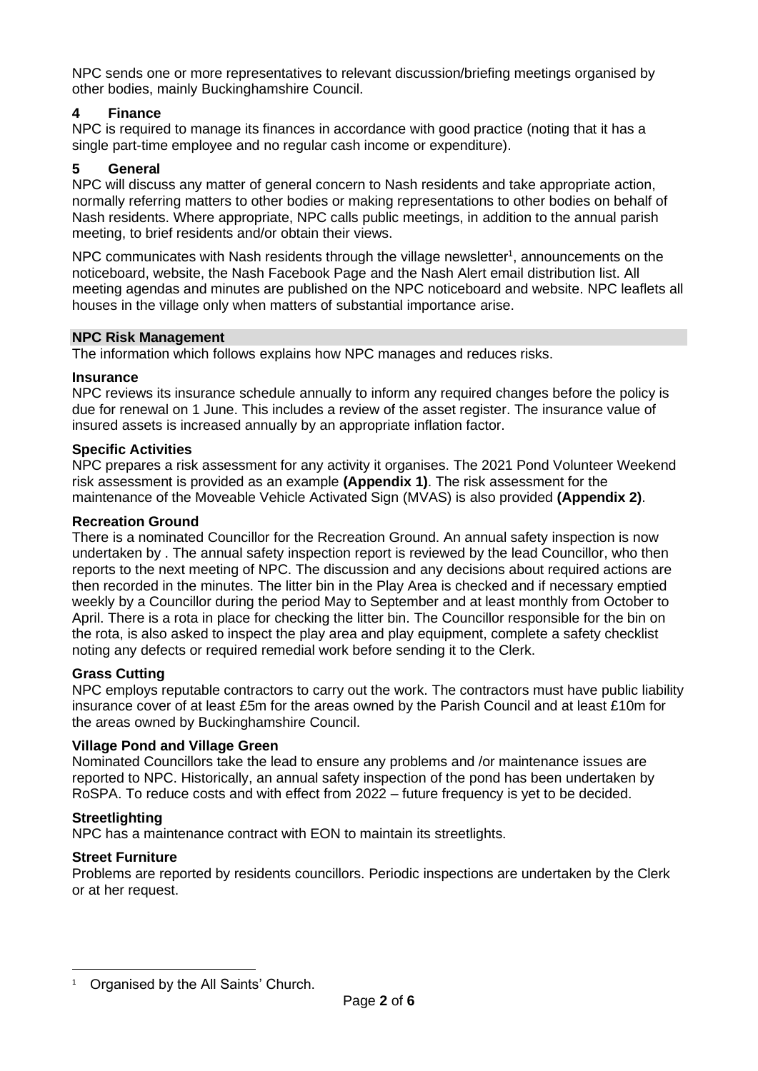NPC sends one or more representatives to relevant discussion/briefing meetings organised by other bodies, mainly Buckinghamshire Council.

### 4 Finance

NPC is required to manage its finances in accordance with good practice (noting that it has a single part-time employee and no regular cash income or expenditure).

### 5 General

NPC will discuss any matter of general concern to Nash residents and take appropriate action, normally referring matters to other bodies or making representations to other bodies on behalf of Nash residents. Where appropriate, NPC calls public meetings, in addition to the annual parish meeting, to brief residents and/or obtain their views.

NPC communicates with Nash residents through the village newsletter[1], announcements on the noticeboard, website, the Nash Facebook Page and the Nash Alert email distribution list. All meeting agendas and minutes are published on the NPC noticeboard and website. NPC leaflets all houses in the village only when matters of substantial importance arise.

## NPC Risk Management

The information which follows explains how NPC manages and reduces risks.

**Insurance**

NPC reviews its insurance schedule annually to inform any required changes before the policy is due for renewal on 1 June. This includes a review of the asset register. The insurance value of insured assets is increased annually by an appropriate inflation factor.

**Specific Activities**

NPC prepares a risk assessment for any activity it organises. The 2021 Pond Volunteer Weekend risk assessment is provided as an example **(Appendix 1)**. The risk assessment for the maintenance of the Moveable Vehicle Activated Sign (MVAS) is also provided **(Appendix 2)**.

**Recreation Ground**

There is a nominated Councillor for the Recreation Ground. An annual safety inspection is now undertaken by . The annual safety inspection report is reviewed by the lead Councillor, who then reports to the next meeting of NPC. The discussion and any decisions about required actions are then recorded in the minutes. The litter bin in the Play Area is checked and if necessary emptied weekly by a Councillor during the period May to September and at least monthly from October to April. There is a rota in place for checking the litter bin. The Councillor responsible for the bin on the rota, is also asked to inspect the play area and play equipment, complete a safety checklist noting any defects or required remedial work before sending it to the Clerk.

**Grass Cutting**

NPC employs reputable contractors to carry out the work. The contractors must have public liability insurance cover of at least £5m for the areas owned by the Parish Council and at least £10m for the areas owned by Buckinghamshire Council.

**Village Pond and Village Green**

Nominated Councillors take the lead to ensure any problems and /or maintenance issues are reported to NPC. Historically, an annual safety inspection of the pond has been undertaken by RoSPA. To reduce costs and with effect from 2022 – future frequency is yet to be decided.

**Streetlighting**

NPC has a maintenance contract with EON to maintain its streetlights.

**Street Furniture**

Problems are reported by residents councillors. Periodic inspections are undertaken by the Clerk or at her request.

[1] Organised by the All Saints' Church.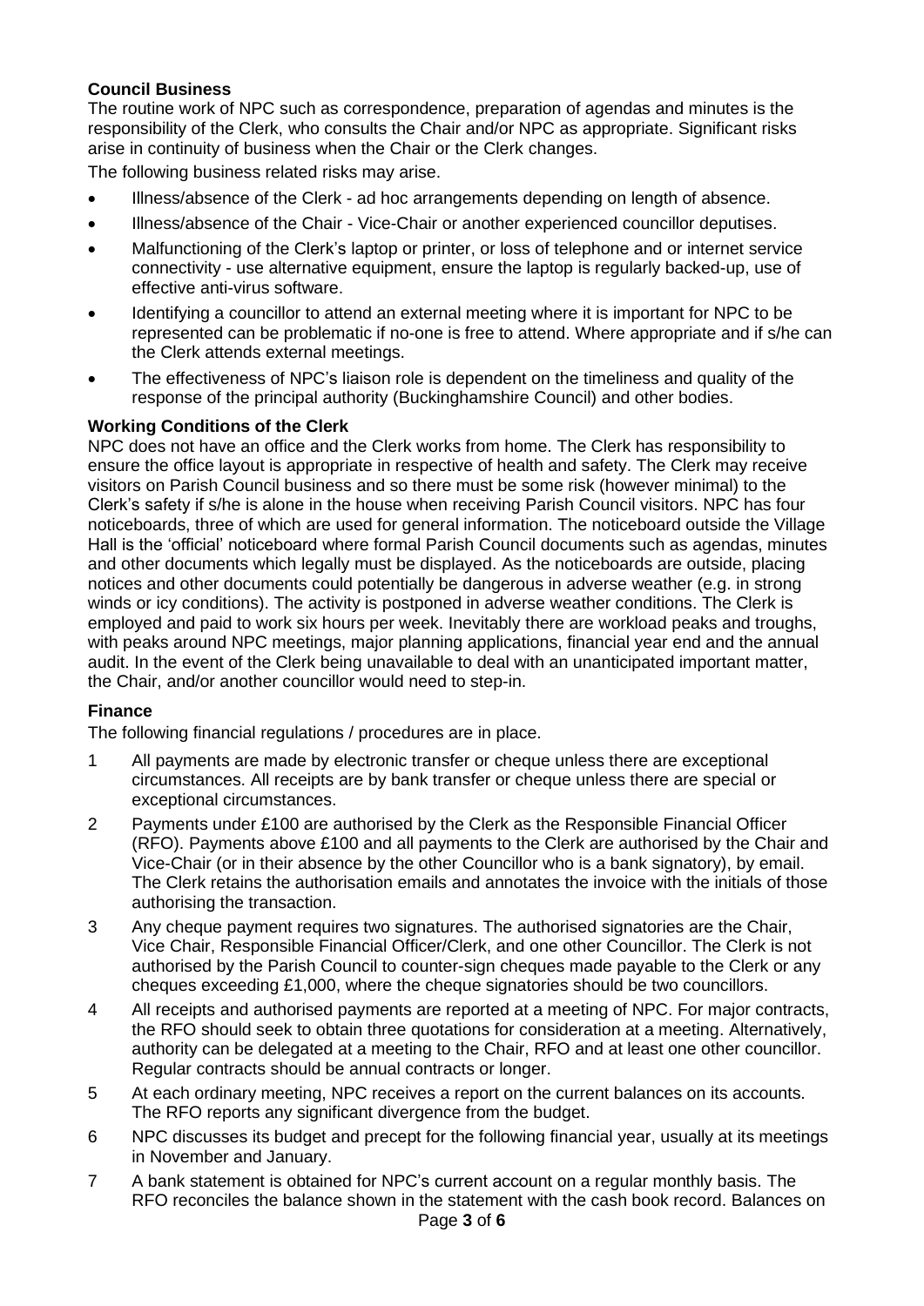**Council Business**

The routine work of NPC such as correspondence, preparation of agendas and minutes is the responsibility of the Clerk, who consults the Chair and/or NPC as appropriate. Significant risks arise in continuity of business when the Chair or the Clerk changes.

The following business related risks may arise.

- Illness/absence of the Clerk - ad hoc arrangements depending on length of absence.
- Illness/absence of the Chair - Vice-Chair or another experienced councillor deputises.
- Malfunctioning of the Clerk's laptop or printer, or loss of telephone and or internet service connectivity - use alternative equipment, ensure the laptop is regularly backed-up, use of effective anti-virus software.
- Identifying a councillor to attend an external meeting where it is important for NPC to be represented can be problematic if no-one is free to attend. Where appropriate and if s/he can the Clerk attends external meetings.
- The effectiveness of NPC's liaison role is dependent on the timeliness and quality of the response of the principal authority (Buckinghamshire Council) and other bodies.

**Working Conditions of the Clerk**

NPC does not have an office and the Clerk works from home. The Clerk has responsibility to ensure the office layout is appropriate in respective of health and safety. The Clerk may receive visitors on Parish Council business and so there must be some risk (however minimal) to the Clerk's safety if s/he is alone in the house when receiving Parish Council visitors. NPC has four noticeboards, three of which are used for general information. The noticeboard outside the Village Hall is the 'official' noticeboard where formal Parish Council documents such as agendas, minutes and other documents which legally must be displayed. As the noticeboards are outside, placing notices and other documents could potentially be dangerous in adverse weather (e.g. in strong winds or icy conditions). The activity is postponed in adverse weather conditions. The Clerk is employed and paid to work six hours per week. Inevitably there are workload peaks and troughs, with peaks around NPC meetings, major planning applications, financial year end and the annual audit. In the event of the Clerk being unavailable to deal with an unanticipated important matter, the Chair, and/or another councillor would need to step-in.

**Finance**

The following financial regulations / procedures are in place.

1. All payments are made by electronic transfer or cheque unless there are exceptional circumstances. All receipts are by bank transfer or cheque unless there are special or exceptional circumstances.
2. Payments under £100 are authorised by the Clerk as the Responsible Financial Officer (RFO). Payments above £100 and all payments to the Clerk are authorised by the Chair and Vice-Chair (or in their absence by the other Councillor who is a bank signatory), by email. The Clerk retains the authorisation emails and annotates the invoice with the initials of those authorising the transaction.
3. Any cheque payment requires two signatures. The authorised signatories are the Chair, Vice Chair, Responsible Financial Officer/Clerk, and one other Councillor. The Clerk is not authorised by the Parish Council to counter-sign cheques made payable to the Clerk or any cheques exceeding £1,000, where the cheque signatories should be two councillors.
4. All receipts and authorised payments are reported at a meeting of NPC. For major contracts, the RFO should seek to obtain three quotations for consideration at a meeting. Alternatively, authority can be delegated at a meeting to the Chair, RFO and at least one other councillor. Regular contracts should be annual contracts or longer.
5. At each ordinary meeting, NPC receives a report on the current balances on its accounts. The RFO reports any significant divergence from the budget.
6. NPC discusses its budget and precept for the following financial year, usually at its meetings in November and January.
7. A bank statement is obtained for NPC's current account on a regular monthly basis. The RFO reconciles the balance shown in the statement with the cash book record. Balances on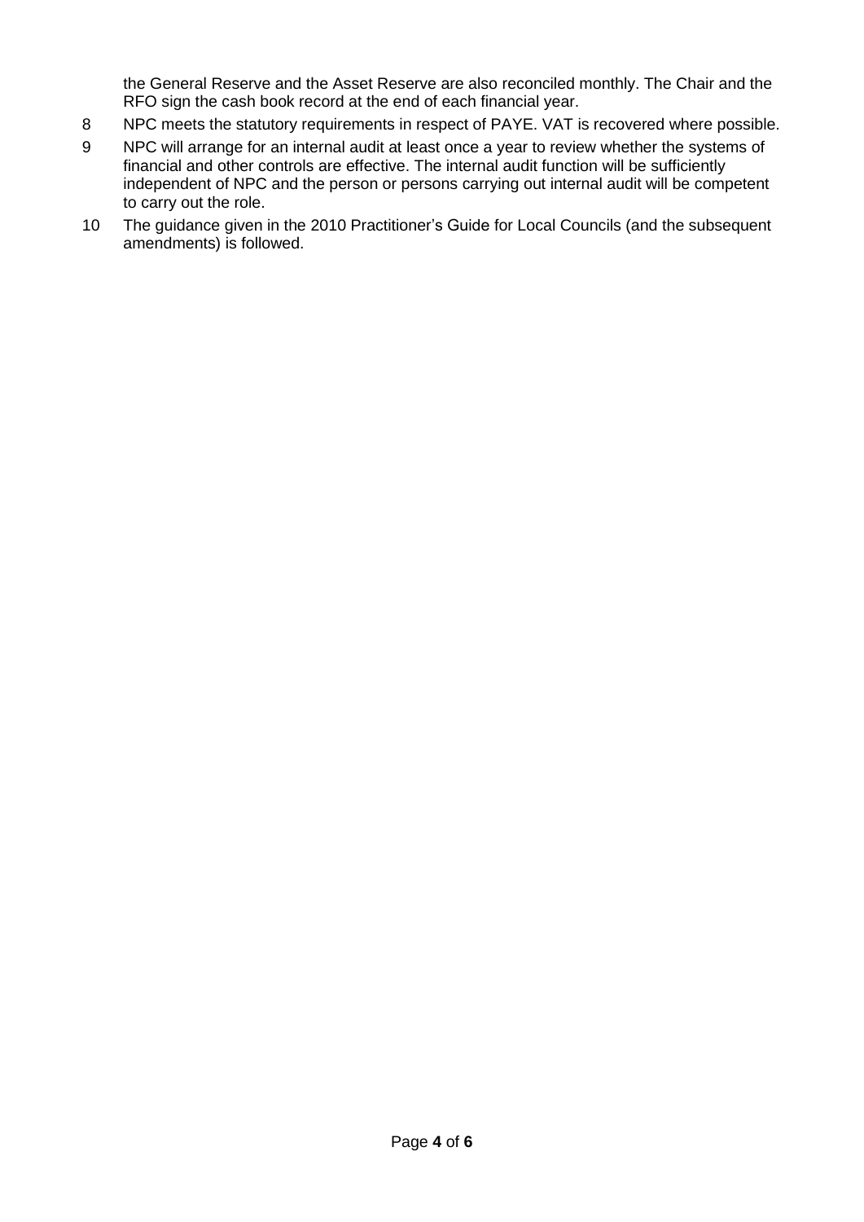the General Reserve and the Asset Reserve are also reconciled monthly. The Chair and the RFO sign the cash book record at the end of each financial year.

8 NPC meets the statutory requirements in respect of PAYE. VAT is recovered where possible.

9 NPC will arrange for an internal audit at least once a year to review whether the systems of financial and other controls are effective. The internal audit function will be sufficiently independent of NPC and the person or persons carrying out internal audit will be competent to carry out the role.

10 The guidance given in the 2010 Practitioner's Guide for Local Councils (and the subsequent amendments) is followed.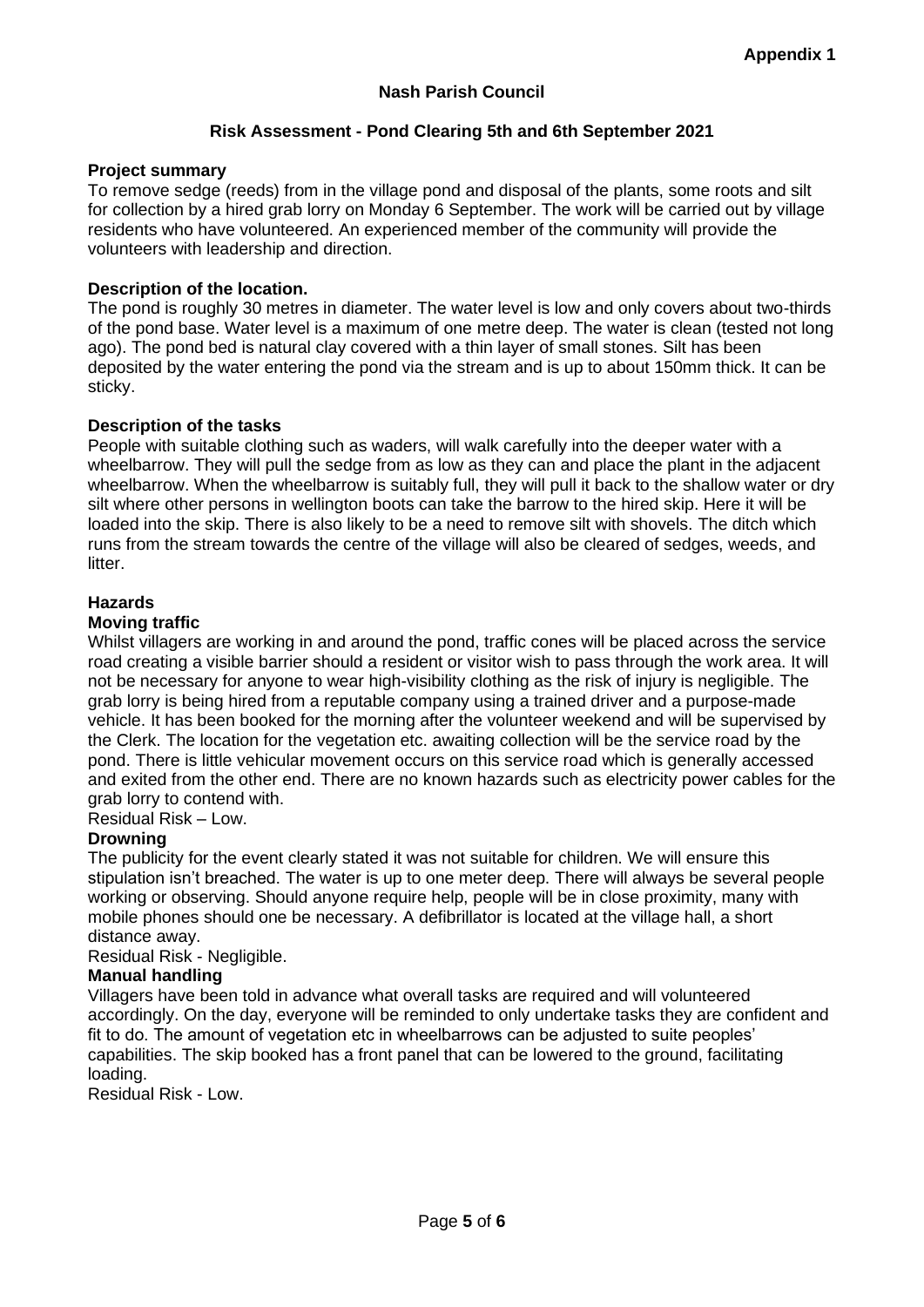**Appendix 1**

# Nash Parish Council

## Risk Assessment - Pond Clearing 5th and 6th September 2021

### Project summary

To remove sedge (reeds) from in the village pond and disposal of the plants, some roots and silt for collection by a hired grab lorry on Monday 6 September. The work will be carried out by village residents who have volunteered. An experienced member of the community will provide the volunteers with leadership and direction.

### Description of the location.

The pond is roughly 30 metres in diameter. The water level is low and only covers about two-thirds of the pond base. Water level is a maximum of one metre deep. The water is clean (tested not long ago). The pond bed is natural clay covered with a thin layer of small stones. Silt has been deposited by the water entering the pond via the stream and is up to about 150mm thick. It can be sticky.

### Description of the tasks

People with suitable clothing such as waders, will walk carefully into the deeper water with a wheelbarrow. They will pull the sedge from as low as they can and place the plant in the adjacent wheelbarrow. When the wheelbarrow is suitably full, they will pull it back to the shallow water or dry silt where other persons in wellington boots can take the barrow to the hired skip. Here it will be loaded into the skip. There is also likely to be a need to remove silt with shovels. The ditch which runs from the stream towards the centre of the village will also be cleared of sedges, weeds, and litter.

### Hazards

**Moving traffic**

Whilst villagers are working in and around the pond, traffic cones will be placed across the service road creating a visible barrier should a resident or visitor wish to pass through the work area. It will not be necessary for anyone to wear high-visibility clothing as the risk of injury is negligible. The grab lorry is being hired from a reputable company using a trained driver and a purpose-made vehicle. It has been booked for the morning after the volunteer weekend and will be supervised by the Clerk. The location for the vegetation etc. awaiting collection will be the service road by the pond. There is little vehicular movement occurs on this service road which is generally accessed and exited from the other end. There are no known hazards such as electricity power cables for the grab lorry to contend with.

Residual Risk – Low.

**Drowning**

The publicity for the event clearly stated it was not suitable for children. We will ensure this stipulation isn't breached. The water is up to one meter deep. There will always be several people working or observing. Should anyone require help, people will be in close proximity, many with mobile phones should one be necessary. A defibrillator is located at the village hall, a short distance away.

Residual Risk - Negligible.

**Manual handling**

Villagers have been told in advance what overall tasks are required and will volunteered accordingly. On the day, everyone will be reminded to only undertake tasks they are confident and fit to do. The amount of vegetation etc in wheelbarrows can be adjusted to suite peoples' capabilities. The skip booked has a front panel that can be lowered to the ground, facilitating loading.

Residual Risk - Low.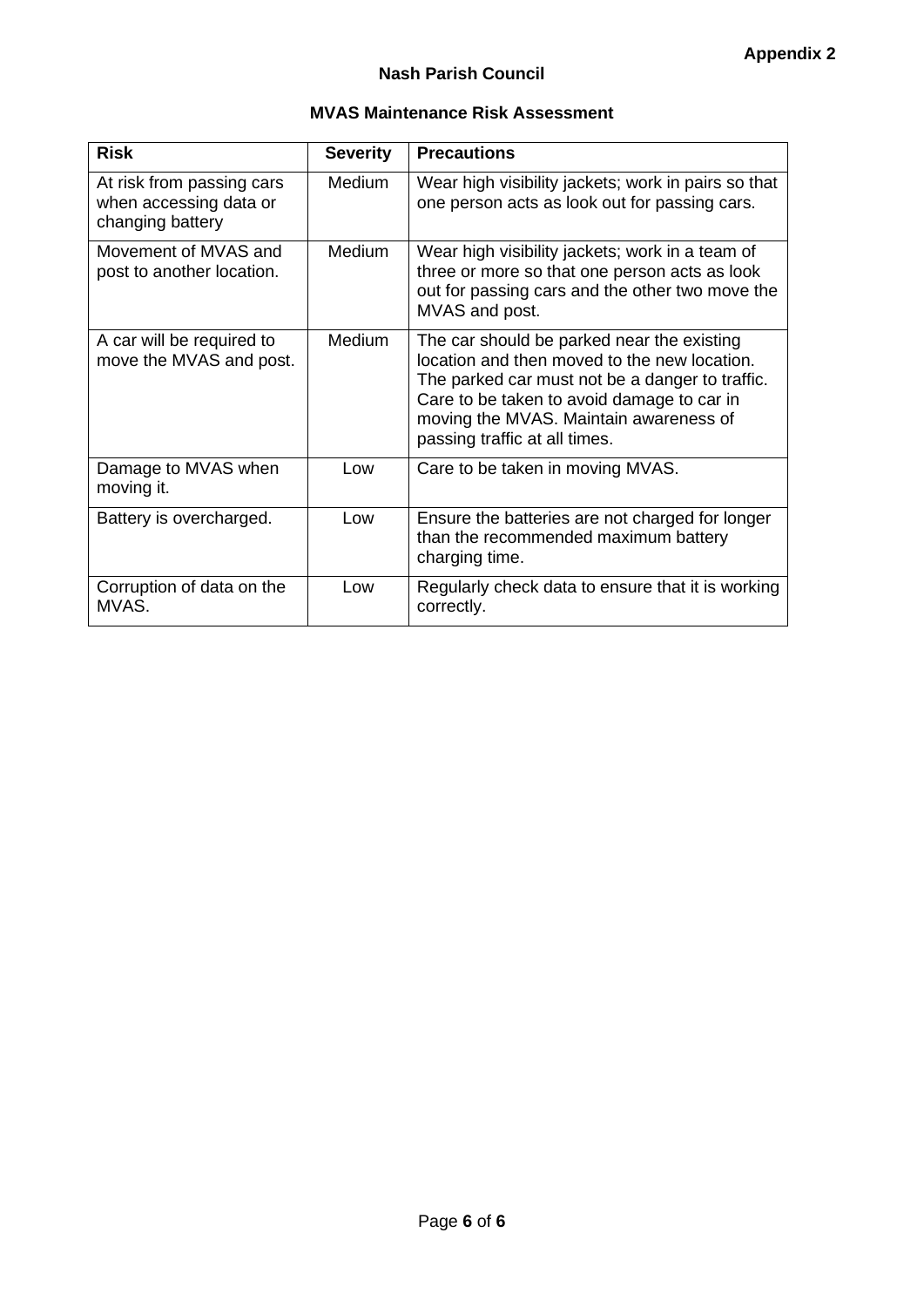**Appendix 2**

**Nash Parish Council**

**MVAS Maintenance Risk Assessment**

| Risk | Severity | Precautions |
|---|---|---|
| At risk from passing cars when accessing data or changing battery | Medium | Wear high visibility jackets; work in pairs so that one person acts as look out for passing cars. |
| Movement of MVAS and post to another location. | Medium | Wear high visibility jackets; work in a team of three or more so that one person acts as look out for passing cars and the other two move the MVAS and post. |
| A car will be required to move the MVAS and post. | Medium | The car should be parked near the existing location and then moved to the new location. The parked car must not be a danger to traffic. Care to be taken to avoid damage to car in moving the MVAS. Maintain awareness of passing traffic at all times. |
| Damage to MVAS when moving it. | Low | Care to be taken in moving MVAS. |
| Battery is overcharged. | Low | Ensure the batteries are not charged for longer than the recommended maximum battery charging time. |
| Corruption of data on the MVAS. | Low | Regularly check data to ensure that it is working correctly. |